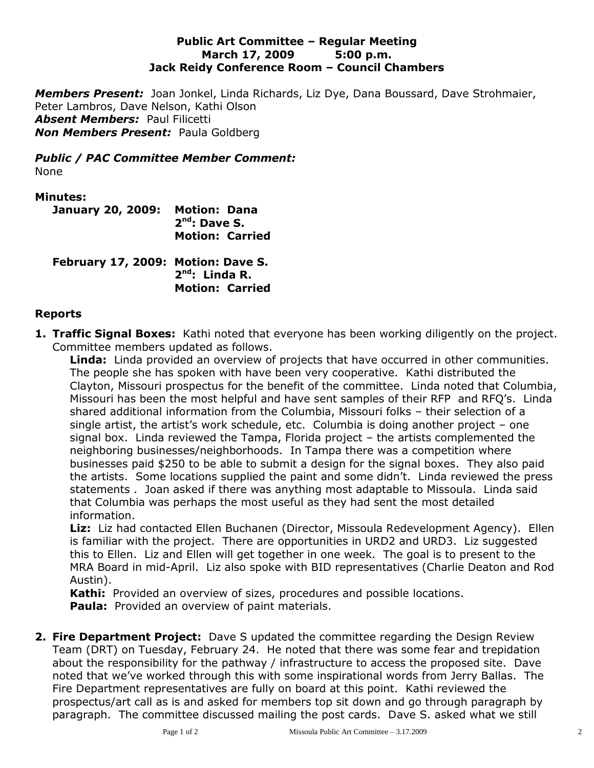**Public Art Committee – Regular Meeting**
**March 17, 2009 5:00 p.m.**
**Jack Reidy Conference Room – Council Chambers**

***Members Present:*** Joan Jonkel, Linda Richards, Liz Dye, Dana Boussard, Dave Strohmaier, Peter Lambros, Dave Nelson, Kathi Olson
***Absent Members:*** Paul Filicetti
***Non Members Present:*** Paula Goldberg

***Public / PAC Committee Member Comment:***
None

**Minutes:**

**January 20, 2009: Motion: Dana**
**2nd: Dave S.**
**Motion: Carried**

**February 17, 2009: Motion: Dave S.**
**2nd: Linda R.**
**Motion: Carried**

**Reports**

1. **Traffic Signal Boxes:** Kathi noted that everyone has been working diligently on the project. Committee members updated as follows.
   **Linda:** Linda provided an overview of projects that have occurred in other communities. The people she has spoken with have been very cooperative. Kathi distributed the Clayton, Missouri prospectus for the benefit of the committee. Linda noted that Columbia, Missouri has been the most helpful and have sent samples of their RFP and RFQ's. Linda shared additional information from the Columbia, Missouri folks – their selection of a single artist, the artist's work schedule, etc. Columbia is doing another project – one signal box. Linda reviewed the Tampa, Florida project – the artists complemented the neighboring businesses/neighborhoods. In Tampa there was a competition where businesses paid $250 to be able to submit a design for the signal boxes. They also paid the artists. Some locations supplied the paint and some didn't. Linda reviewed the press statements . Joan asked if there was anything most adaptable to Missoula. Linda said that Columbia was perhaps the most useful as they had sent the most detailed information.
   **Liz:** Liz had contacted Ellen Buchanen (Director, Missoula Redevelopment Agency). Ellen is familiar with the project. There are opportunities in URD2 and URD3. Liz suggested this to Ellen. Liz and Ellen will get together in one week. The goal is to present to the MRA Board in mid-April. Liz also spoke with BID representatives (Charlie Deaton and Rod Austin).
   **Kathi:** Provided an overview of sizes, procedures and possible locations.
   **Paula:** Provided an overview of paint materials.

2. **Fire Department Project:** Dave S updated the committee regarding the Design Review Team (DRT) on Tuesday, February 24. He noted that there was some fear and trepidation about the responsibility for the pathway / infrastructure to access the proposed site. Dave noted that we've worked through this with some inspirational words from Jerry Ballas. The Fire Department representatives are fully on board at this point. Kathi reviewed the prospectus/art call as is and asked for members top sit down and go through paragraph by paragraph. The committee discussed mailing the post cards. Dave S. asked what we still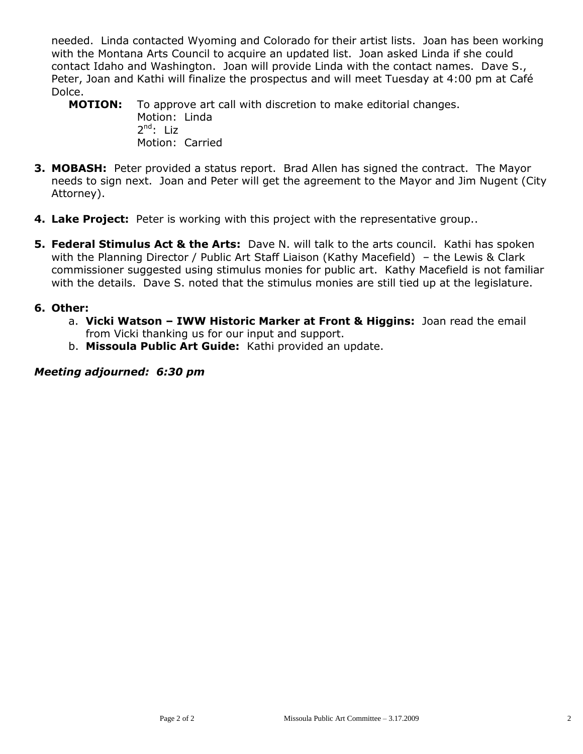needed. Linda contacted Wyoming and Colorado for their artist lists. Joan has been working with the Montana Arts Council to acquire an updated list. Joan asked Linda if she could contact Idaho and Washington. Joan will provide Linda with the contact names. Dave S., Peter, Joan and Kathi will finalize the prospectus and will meet Tuesday at 4:00 pm at Café Dolce.

**MOTION:** To approve art call with discretion to make editorial changes.
Motion: Linda
2nd: Liz
Motion: Carried

3. **MOBASH:** Peter provided a status report. Brad Allen has signed the contract. The Mayor needs to sign next. Joan and Peter will get the agreement to the Mayor and Jim Nugent (City Attorney).

4. **Lake Project:** Peter is working with this project with the representative group..

5. **Federal Stimulus Act & the Arts:** Dave N. will talk to the arts council. Kathi has spoken with the Planning Director / Public Art Staff Liaison (Kathy Macefield) – the Lewis & Clark commissioner suggested using stimulus monies for public art. Kathy Macefield is not familiar with the details. Dave S. noted that the stimulus monies are still tied up at the legislature.

6. **Other:**
   a. **Vicki Watson – IWW Historic Marker at Front & Higgins:** Joan read the email from Vicki thanking us for our input and support.
   b. **Missoula Public Art Guide:** Kathi provided an update.

***Meeting adjourned: 6:30 pm***